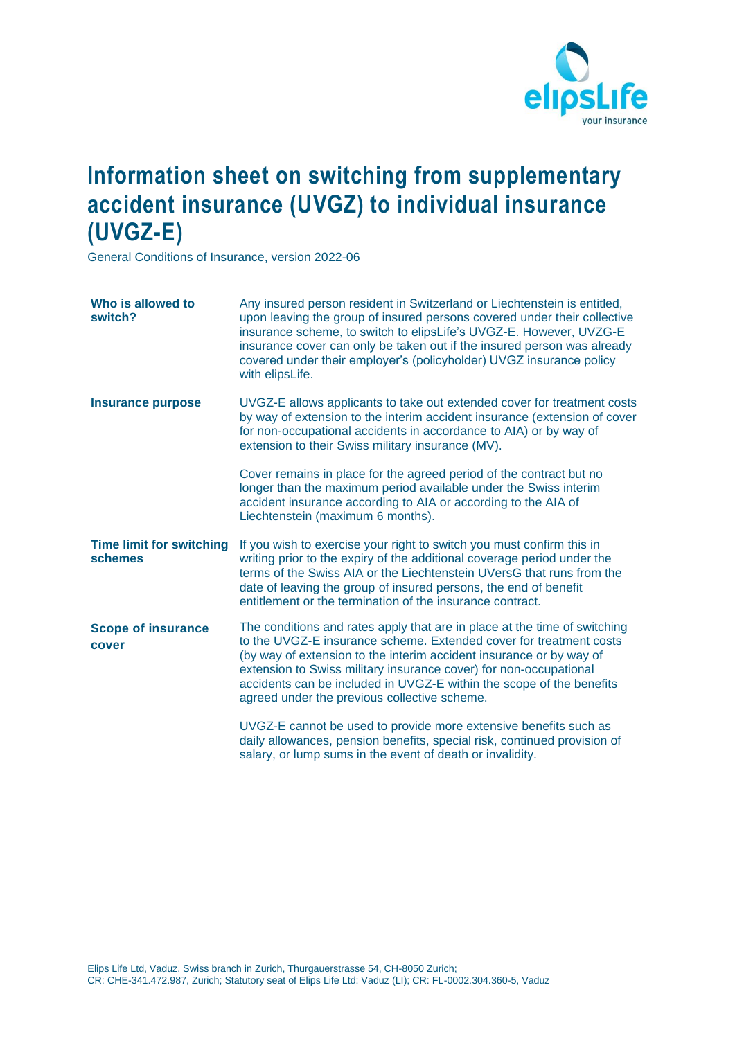# Information sheet on switching from supplementary accident insurance (UVGZ) to individual insurance (UVGZ-E)

General Conditions of Insurance, version 2022-06

| | |
|---|---|
| **Who is allowed to switch?** | Any insured person resident in Switzerland or Liechtenstein is entitled, upon leaving the group of insured persons covered under their collective insurance scheme, to switch to elipsLife's UVGZ-E. However, UVZG-E insurance cover can only be taken out if the insured person was already covered under their employer's (policyholder) UVGZ insurance policy with elipsLife. |
| **Insurance purpose** | UVGZ-E allows applicants to take out extended cover for treatment costs by way of extension to the interim accident insurance (extension of cover for non-occupational accidents in accordance to AIA) or by way of extension to their Swiss military insurance (MV).<br><br>Cover remains in place for the agreed period of the contract but no longer than the maximum period available under the Swiss interim accident insurance according to AIA or according to the AIA of Liechtenstein (maximum 6 months). |
| **Time limit for switching schemes** | If you wish to exercise your right to switch you must confirm this in writing prior to the expiry of the additional coverage period under the terms of the Swiss AIA or the Liechtenstein UVersG that runs from the date of leaving the group of insured persons, the end of benefit entitlement or the termination of the insurance contract. |
| **Scope of insurance cover** | The conditions and rates apply that are in place at the time of switching to the UVGZ-E insurance scheme. Extended cover for treatment costs (by way of extension to the interim accident insurance or by way of extension to Swiss military insurance cover) for non-occupational accidents can be included in UVGZ-E within the scope of the benefits agreed under the previous collective scheme.<br><br>UVGZ-E cannot be used to provide more extensive benefits such as daily allowances, pension benefits, special risk, continued provision of salary, or lump sums in the event of death or invalidity. |

Elips Life Ltd, Vaduz, Swiss branch in Zurich, Thurgauerstrasse 54, CH-8050 Zurich;
CR: CHE-341.472.987, Zurich; Statutory seat of Elips Life Ltd: Vaduz (LI); CR: FL-0002.304.360-5, Vaduz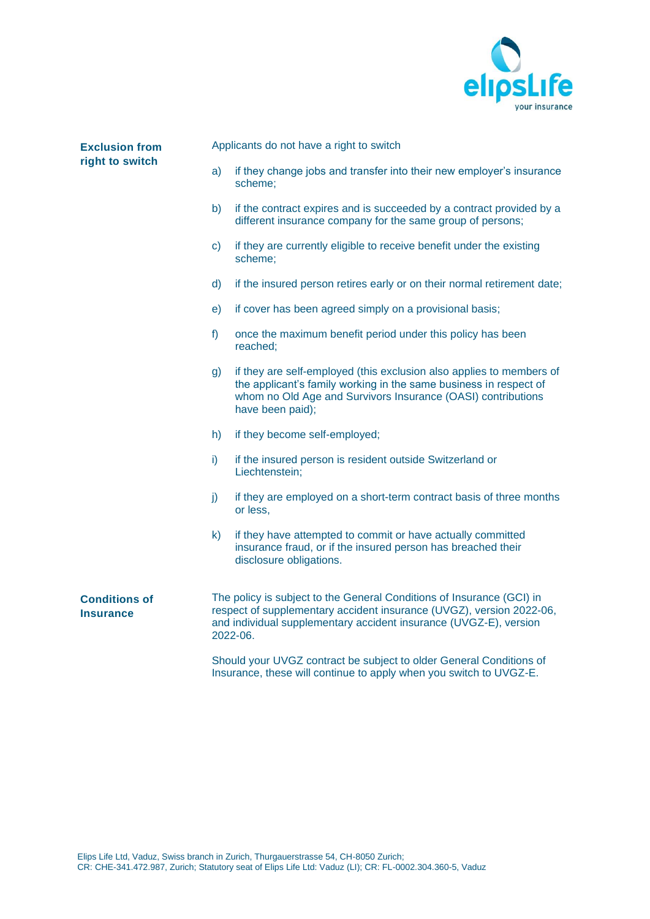## Exclusion from right to switch

Applicants do not have a right to switch

a) if they change jobs and transfer into their new employer's insurance scheme;

b) if the contract expires and is succeeded by a contract provided by a different insurance company for the same group of persons;

c) if they are currently eligible to receive benefit under the existing scheme;

d) if the insured person retires early or on their normal retirement date;

e) if cover has been agreed simply on a provisional basis;

f) once the maximum benefit period under this policy has been reached;

g) if they are self-employed (this exclusion also applies to members of the applicant's family working in the same business in respect of whom no Old Age and Survivors Insurance (OASI) contributions have been paid);

h) if they become self-employed;

i) if the insured person is resident outside Switzerland or Liechtenstein;

j) if they are employed on a short-term contract basis of three months or less,

k) if they have attempted to commit or have actually committed insurance fraud, or if the insured person has breached their disclosure obligations.

## Conditions of Insurance

The policy is subject to the General Conditions of Insurance (GCI) in respect of supplementary accident insurance (UVGZ), version 2022-06, and individual supplementary accident insurance (UVGZ-E), version 2022-06.

Should your UVGZ contract be subject to older General Conditions of Insurance, these will continue to apply when you switch to UVGZ-E.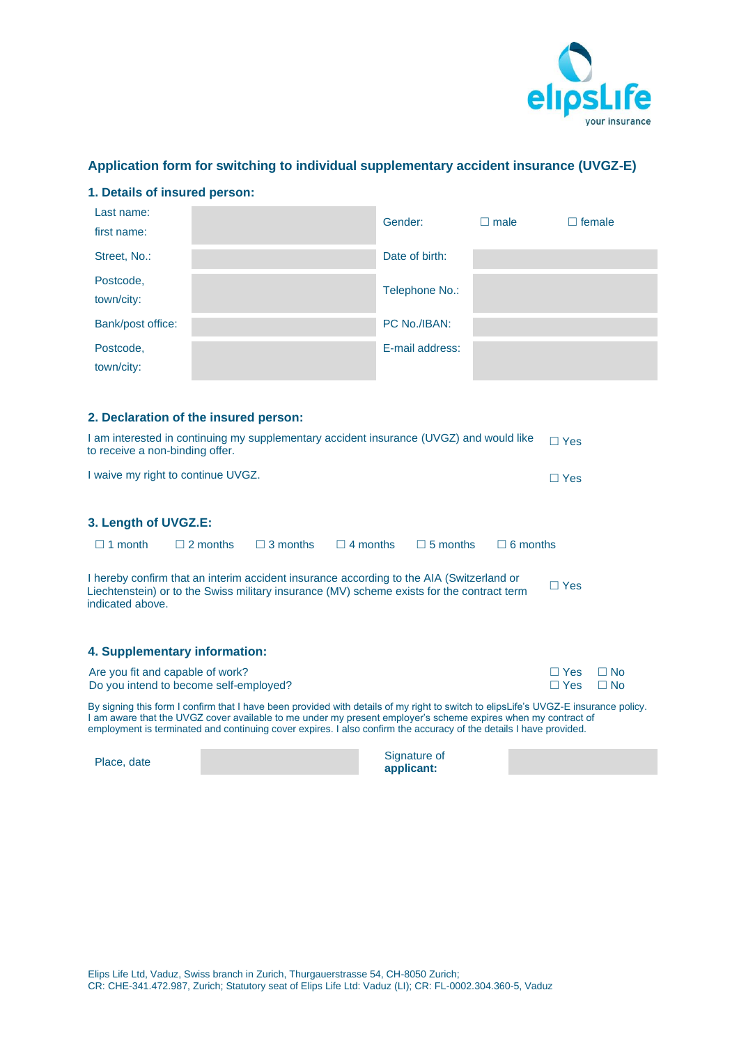elipsLife
your insurance

## Application form for switching to individual supplementary accident insurance (UVGZ-E)

### 1. Details of insured person:

| | | | | |
|---|---|---|---|---|
| Last name: first name: | | Gender: | ☐ male | ☐ female |
| Street, No.: | | Date of birth: | | |
| Postcode, town/city: | | Telephone No.: | | |
| Bank/post office: | | PC No./IBAN: | | |
| Postcode, town/city: | | E-mail address: | | |

### 2. Declaration of the insured person:

I am interested in continuing my supplementary accident insurance (UVGZ) and would like to receive a non-binding offer. ☐ Yes

I waive my right to continue UVGZ. ☐ Yes

### 3. Length of UVGZ.E:

☐ 1 month ☐ 2 months ☐ 3 months ☐ 4 months ☐ 5 months ☐ 6 months

I hereby confirm that an interim accident insurance according to the AIA (Switzerland or Liechtenstein) or to the Swiss military insurance (MV) scheme exists for the contract term indicated above. ☐ Yes

### 4. Supplementary information:

Are you fit and capable of work? ☐ Yes ☐ No
Do you intend to become self-employed? ☐ Yes ☐ No

By signing this form I confirm that I have been provided with details of my right to switch to elipsLife's UVGZ-E insurance policy. I am aware that the UVGZ cover available to me under my present employer's scheme expires when my contract of employment is terminated and continuing cover expires. I also confirm the accuracy of the details I have provided.

| | | | |
|---|---|---|---|
| Place, date | | Signature of **applicant:** | |

Elips Life Ltd, Vaduz, Swiss branch in Zurich, Thurgauerstrasse 54, CH-8050 Zurich;
CR: CHE-341.472.987, Zurich; Statutory seat of Elips Life Ltd: Vaduz (LI); CR: FL-0002.304.360-5, Vaduz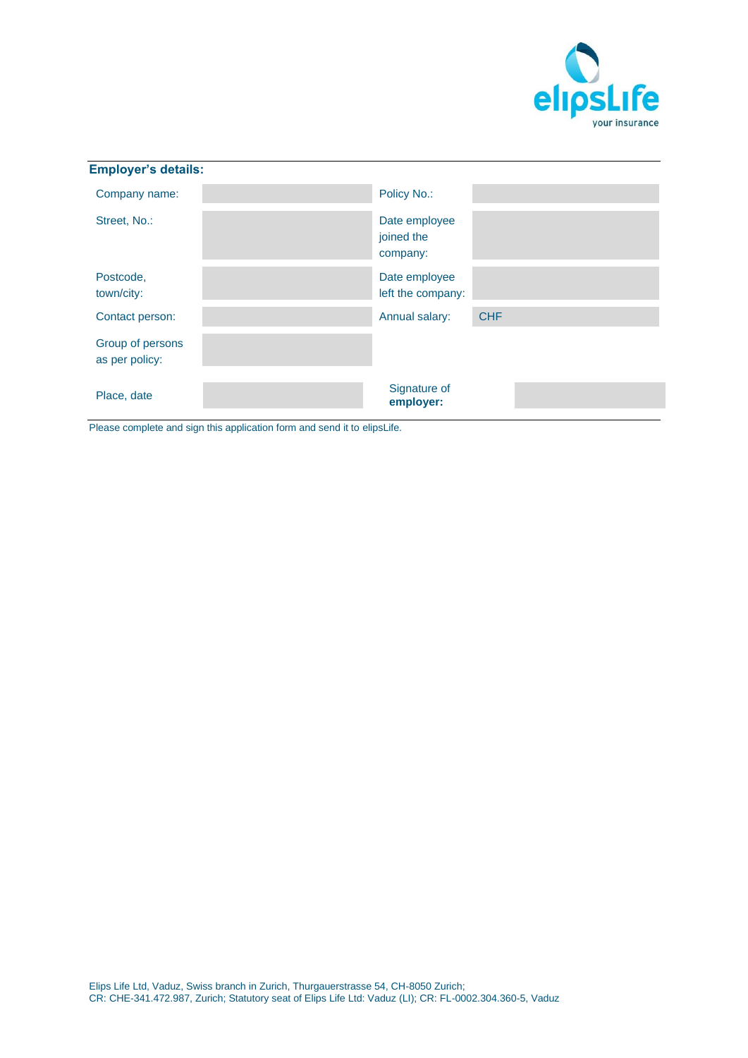## Employer's details:

| | | | |
|---|---|---|---|
| Company name: | | Policy No.: | |
| Street, No.: | | Date employee joined the company: | |
| Postcode, town/city: | | Date employee left the company: | |
| Contact person: | | Annual salary: | CHF |
| Group of persons as per policy: | | | |
| Place, date | | Signature of **employer:** | |

Please complete and sign this application form and send it to elipsLife.

Elips Life Ltd, Vaduz, Swiss branch in Zurich, Thurgauerstrasse 54, CH-8050 Zurich;
CR: CHE-341.472.987, Zurich; Statutory seat of Elips Life Ltd: Vaduz (LI); CR: FL-0002.304.360-5, Vaduz